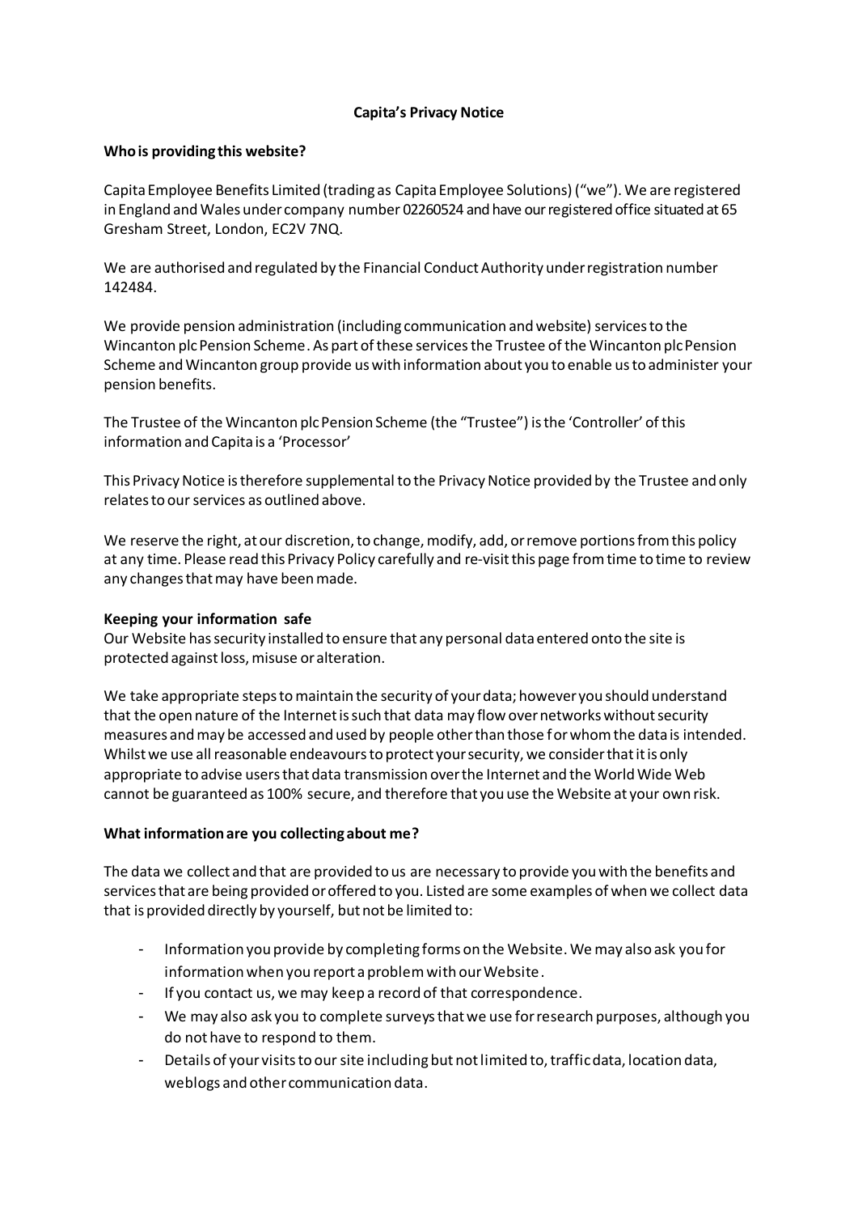# Capita's Privacy Notice

## Who is providing this website?

Capita Employee Benefits Limited (trading as Capita Employee Solutions) ("we"). We are registered in England and Wales under company number 02260524 and have our registered office situated at 65 Gresham Street, London, EC2V 7NQ.

We are authorised and regulated by the Financial Conduct Authority under registration number 142484.

We provide pension administration (including communication and website) services to the Wincanton plc Pension Scheme. As part of these services the Trustee of the Wincanton plc Pension Scheme and Wincanton group provide us with information about you to enable us to administer your pension benefits.

The Trustee of the Wincanton plc Pension Scheme (the "Trustee") is the 'Controller' of this information and Capita is a 'Processor'

This Privacy Notice is therefore supplemental to the Privacy Notice provided by the Trustee and only relates to our services as outlined above.

We reserve the right, at our discretion, to change, modify, add, or remove portions from this policy at any time. Please read this Privacy Policy carefully and re-visit this page from time to time to review any changes that may have been made.

## Keeping your information safe

Our Website has security installed to ensure that any personal data entered onto the site is protected against loss, misuse or alteration.

We take appropriate steps to maintain the security of your data; however you should understand that the open nature of the Internet is such that data may flow over networks without security measures and may be accessed and used by people other than those for whom the data is intended. Whilst we use all reasonable endeavours to protect your security, we consider that it is only appropriate to advise users that data transmission over the Internet and the World Wide Web cannot be guaranteed as 100% secure, and therefore that you use the Website at your own risk.

## What information are you collecting about me?

The data we collect and that are provided to us are necessary to provide you with the benefits and services that are being provided or offered to you. Listed are some examples of when we collect data that is provided directly by yourself, but not be limited to:

- Information you provide by completing forms on the Website. We may also ask you for information when you report a problem with our Website.
- If you contact us, we may keep a record of that correspondence.
- We may also ask you to complete surveys that we use for research purposes, although you do not have to respond to them.
- Details of your visits to our site including but not limited to, traffic data, location data, weblogs and other communication data.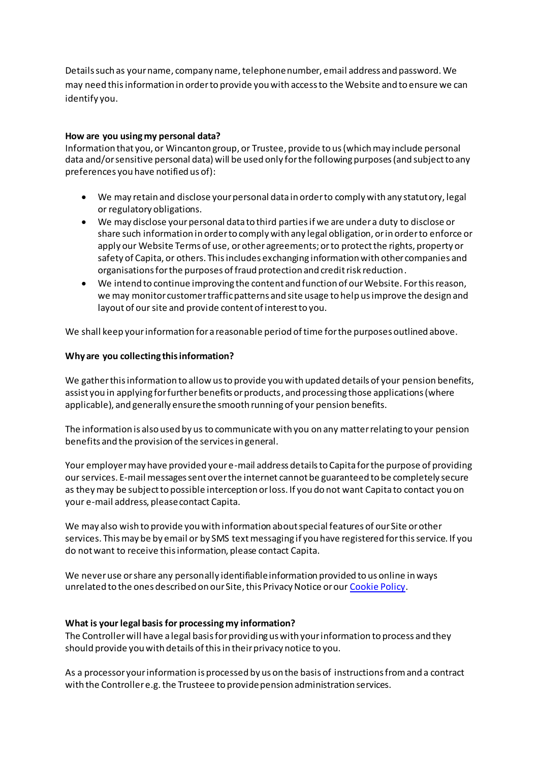Details such as your name, company name, telephone number, email address and password. We may need this information in order to provide you with access to the Website and to ensure we can identify you.

**How are you using my personal data?**

Information that you, or Wincanton group, or Trustee, provide to us (which may include personal data and/or sensitive personal data) will be used only for the following purposes (and subject to any preferences you have notified us of):

- We may retain and disclose your personal data in order to comply with any statutory, legal or regulatory obligations.
- We may disclose your personal data to third parties if we are under a duty to disclose or share such information in order to comply with any legal obligation, or in order to enforce or apply our Website Terms of use, or other agreements; or to protect the rights, property or safety of Capita, or others. This includes exchanging information with other companies and organisations for the purposes of fraud protection and credit risk reduction.
- We intend to continue improving the content and function of our Website. For this reason, we may monitor customer traffic patterns and site usage to help us improve the design and layout of our site and provide content of interest to you.

We shall keep your information for a reasonable period of time for the purposes outlined above.

**Why are you collecting this information?**

We gather this information to allow us to provide you with updated details of your pension benefits, assist you in applying for further benefits or products, and processing those applications (where applicable), and generally ensure the smooth running of your pension benefits.

The information is also used by us to communicate with you on any matter relating to your pension benefits and the provision of the services in general.

Your employer may have provided your e-mail address details to Capita for the purpose of providing our services. E-mail messages sent over the internet cannot be guaranteed to be completely secure as they may be subject to possible interception or loss. If you do not want Capita to contact you on your e-mail address, please contact Capita.

We may also wish to provide you with information about special features of our Site or other services. This may be by email or by SMS text messaging if you have registered for this service. If you do not want to receive this information, please contact Capita.

We never use or share any personally identifiable information provided to us online in ways unrelated to the ones described on our Site, this Privacy Notice or our [Cookie Policy].

**What is your legal basis for processing my information?**

The Controller will have a legal basis for providing us with your information to process and they should provide you with details of this in their privacy notice to you.

As a processor your information is processed by us on the basis of instructions from and a contract with the Controller e.g. the Trusteee to provide pension administration services.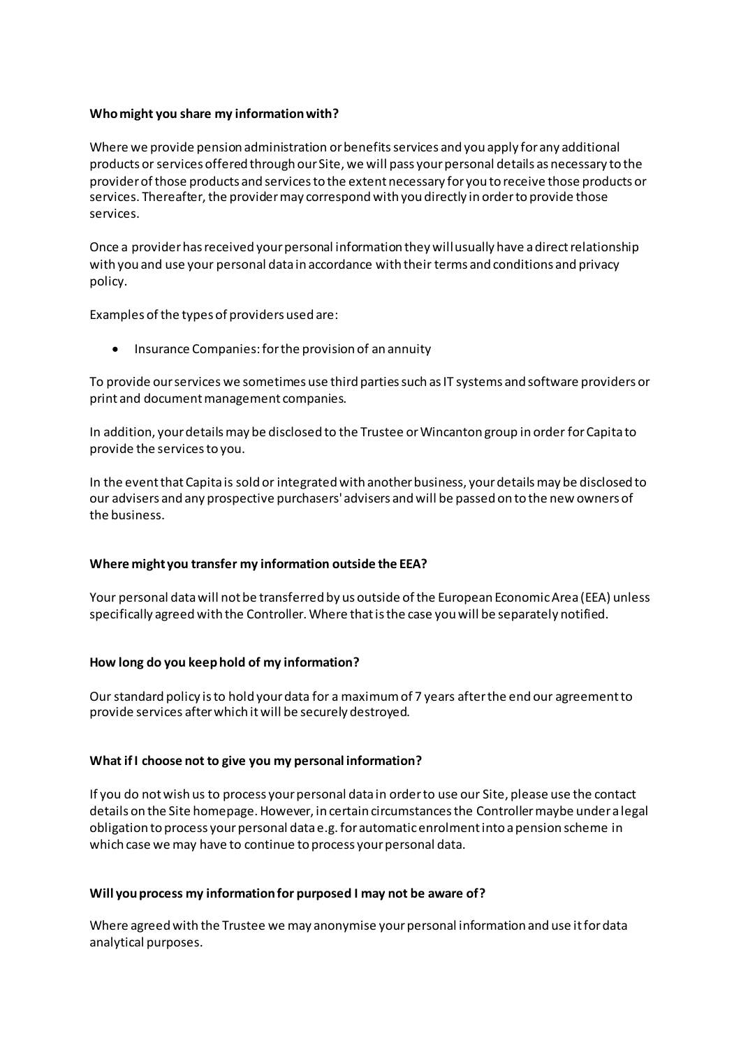**Who might you share my information with?**

Where we provide pension administration or benefits services and you apply for any additional products or services offered through our Site, we will pass your personal details as necessary to the provider of those products and services to the extent necessary for you to receive those products or services. Thereafter, the provider may correspond with you directly in order to provide those services.

Once a provider has received your personal information they will usually have a direct relationship with you and use your personal data in accordance with their terms and conditions and privacy policy.

Examples of the types of providers used are:

- Insurance Companies: for the provision of an annuity

To provide our services we sometimes use third parties such as IT systems and software providers or print and document management companies.

In addition, your details may be disclosed to the Trustee or Wincanton group in order for Capita to provide the services to you.

In the event that Capita is sold or integrated with another business, your details may be disclosed to our advisers and any prospective purchasers' advisers and will be passed on to the new owners of the business.

**Where might you transfer my information outside the EEA?**

Your personal data will not be transferred by us outside of the European Economic Area (EEA) unless specifically agreed with the Controller. Where that is the case you will be separately notified.

**How long do you keep hold of my information?**

Our standard policy is to hold your data for a maximum of 7 years after the end our agreement to provide services after which it will be securely destroyed.

**What if I choose not to give you my personal information?**

If you do not wish us to process your personal data in order to use our Site, please use the contact details on the Site homepage. However, in certain circumstances the Controller maybe under a legal obligation to process your personal data e.g. for automatic enrolment into a pension scheme in which case we may have to continue to process your personal data.

**Will you process my information for purposed I may not be aware of?**

Where agreed with the Trustee we may anonymise your personal information and use it for data analytical purposes.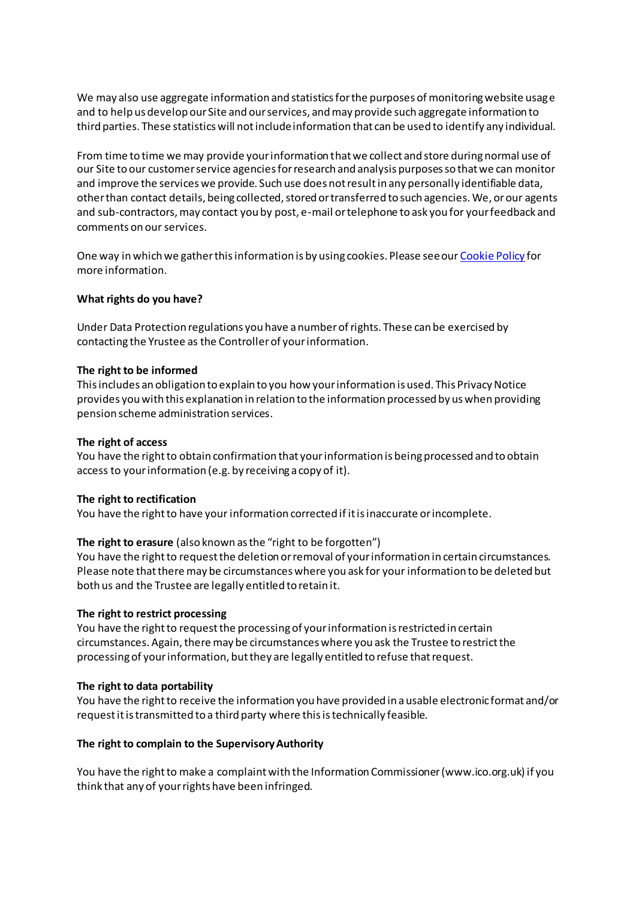We may also use aggregate information and statistics for the purposes of monitoring website usage and to help us develop our Site and our services, and may provide such aggregate information to third parties. These statistics will not include information that can be used to identify any individual.

From time to time we may provide your information that we collect and store during normal use of our Site to our customer service agencies for research and analysis purposes so that we can monitor and improve the services we provide. Such use does not result in any personally identifiable data, other than contact details, being collected, stored or transferred to such agencies. We, or our agents and sub-contractors, may contact you by post, e-mail or telephone to ask you for your feedback and comments on our services.

One way in which we gather this information is by using cookies. Please see our [Cookie Policy] for more information.

**What rights do you have?**

Under Data Protection regulations you have a number of rights. These can be exercised by contacting the Yrustee as the Controller of your information.

**The right to be informed**
This includes an obligation to explain to you how your information is used. This Privacy Notice provides you with this explanation in relation to the information processed by us when providing pension scheme administration services.

**The right of access**
You have the right to obtain confirmation that your information is being processed and to obtain access to your information (e.g. by receiving a copy of it).

**The right to rectification**
You have the right to have your information corrected if it is inaccurate or incomplete.

**The right to erasure** (also known as the "right to be forgotten")
You have the right to request the deletion or removal of your information in certain circumstances. Please note that there may be circumstances where you ask for your information to be deleted but both us and the Trustee are legally entitled to retain it.

**The right to restrict processing**
You have the right to request the processing of your information is restricted in certain circumstances. Again, there may be circumstances where you ask the Trustee to restrict the processing of your information, but they are legally entitled to refuse that request.

**The right to data portability**
You have the right to receive the information you have provided in a usable electronic format and/or request it is transmitted to a third party where this is technically feasible.

**The right to complain to the Supervisory Authority**

You have the right to make a complaint with the Information Commissioner (www.ico.org.uk) if you think that any of your rights have been infringed.